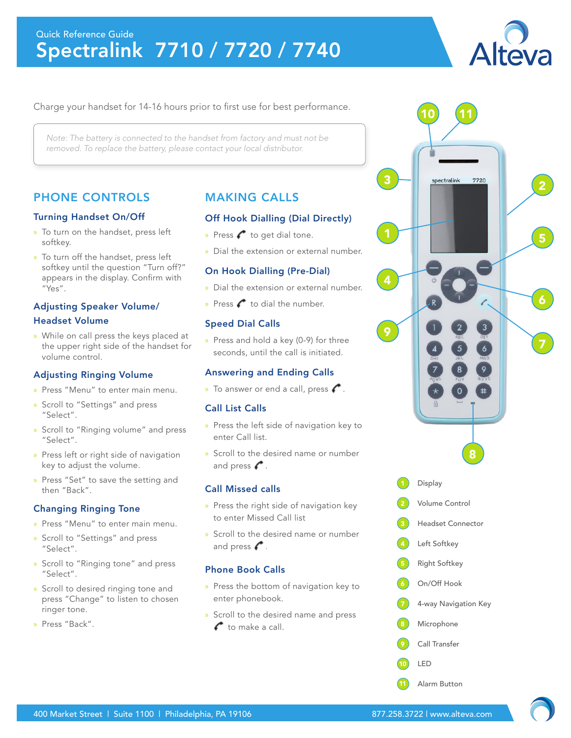Quick Reference Guide

# Spectralink 7710 / 7720 / 7740

Alteva

Charge your handset for 14-16 hours prior to first use for best performance.

*Note: The battery is connected to the handset from factory and must not be removed. To replace the battery, please contact your local distributor.*

## PHONE CONTROLS

### Turning Handset On/Off

- To turn on the handset, press left softkey.
- To turn off the handset, press left softkey until the question "Turn off?" appears in the display. Confirm with "Yes".

### Adjusting Speaker Volume/ Headset Volume

- While on call press the keys placed at the upper right side of the handset for volume control.

### Adjusting Ringing Volume

- Press "Menu" to enter main menu.
- Scroll to "Settings" and press "Select".
- Scroll to "Ringing volume" and press "Select".
- Press left or right side of navigation key to adjust the volume.
- Press "Set" to save the setting and then "Back".

### Changing Ringing Tone

- Press "Menu" to enter main menu.
- Scroll to "Settings" and press "Select".
- Scroll to "Ringing tone" and press "Select".
- Scroll to desired ringing tone and press "Change" to listen to chosen ringer tone.
- Press "Back".

## MAKING CALLS

### Off Hook Dialling (Dial Directly)

- Press to get dial tone.
- Dial the extension or external number.

### On Hook Dialling (Pre-Dial)

- Dial the extension or external number.
- Press to dial the number.

### Speed Dial Calls

- Press and hold a key (0-9) for three seconds, until the call is initiated.

### Answering and Ending Calls

- To answer or end a call, press .

### Call List Calls

- Press the left side of navigation key to enter Call list.
- Scroll to the desired name or number and press .

### Call Missed calls

- Press the right side of navigation key to enter Missed Call list
- Scroll to the desired name or number and press .

### Phone Book Calls

- Press the bottom of navigation key to enter phonebook.
- Scroll to the desired name and press to make a call.

1. Display
2. Volume Control
3. Headset Connector
4. Left Softkey
5. Right Softkey
6. On/Off Hook
7. 4-way Navigation Key
8. Microphone
9. Call Transfer
10. LED
11. Alarm Button

400 Market Street | Suite 1100 | Philadelphia, PA 19106    877.258.3722 | www.alteva.com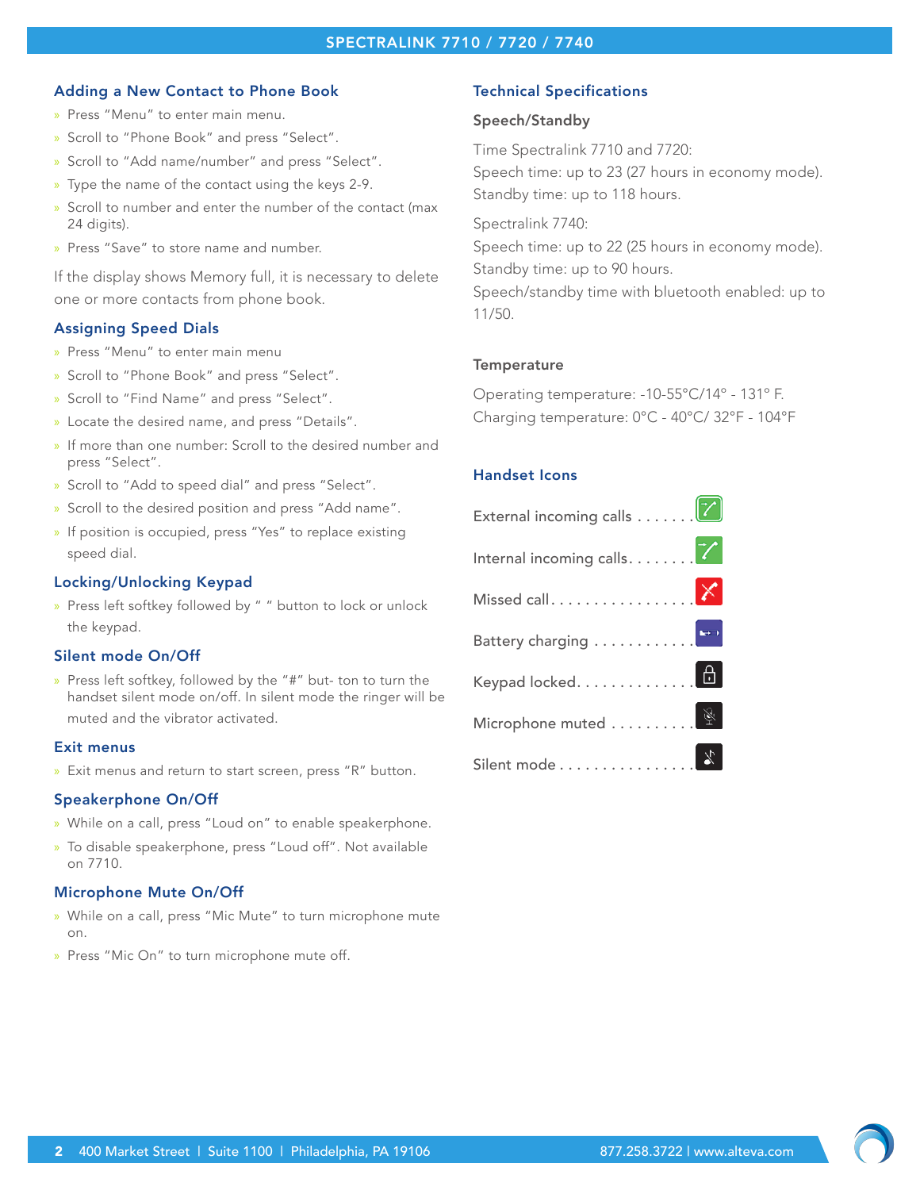## Adding a New Contact to Phone Book

- Press "Menu" to enter main menu.
- Scroll to "Phone Book" and press "Select".
- Scroll to "Add name/number" and press "Select".
- Type the name of the contact using the keys 2-9.
- Scroll to number and enter the number of the contact (max 24 digits).
- Press "Save" to store name and number.

If the display shows Memory full, it is necessary to delete one or more contacts from phone book.

## Assigning Speed Dials

- Press "Menu" to enter main menu
- Scroll to "Phone Book" and press "Select".
- Scroll to "Find Name" and press "Select".
- Locate the desired name, and press "Details".
- If more than one number: Scroll to the desired number and press "Select".
- Scroll to "Add to speed dial" and press "Select".
- Scroll to the desired position and press "Add name".
- If position is occupied, press "Yes" to replace existing speed dial.

## Locking/Unlocking Keypad

- Press left softkey followed by " " button to lock or unlock the keypad.

## Silent mode On/Off

- Press left softkey, followed by the "#" but- ton to turn the handset silent mode on/off. In silent mode the ringer will be muted and the vibrator activated.

## Exit menus

- Exit menus and return to start screen, press "R" button.

## Speakerphone On/Off

- While on a call, press "Loud on" to enable speakerphone.
- To disable speakerphone, press "Loud off". Not available on 7710.

## Microphone Mute On/Off

- While on a call, press "Mic Mute" to turn microphone mute on.
- Press "Mic On" to turn microphone mute off.

## Technical Specifications

### Speech/Standby

Time Spectralink 7710 and 7720:
Speech time: up to 23 (27 hours in economy mode).
Standby time: up to 118 hours.

Spectralink 7740:
Speech time: up to 22 (25 hours in economy mode).
Standby time: up to 90 hours.
Speech/standby time with bluetooth enabled: up to 11/50.

### Temperature

Operating temperature: -10-55°C/14° - 131° F.
Charging temperature: 0°C - 40°C/ 32°F - 104°F

## Handset Icons

External incoming calls . . . . . . .

Internal incoming calls. . . . . . . .

Missed call. . . . . . . . . . . . . . . . .

Battery charging . . . . . . . . . . . .

Keypad locked. . . . . . . . . . . . . .

Microphone muted . . . . . . . . . .

Silent mode . . . . . . . . . . . . . . . .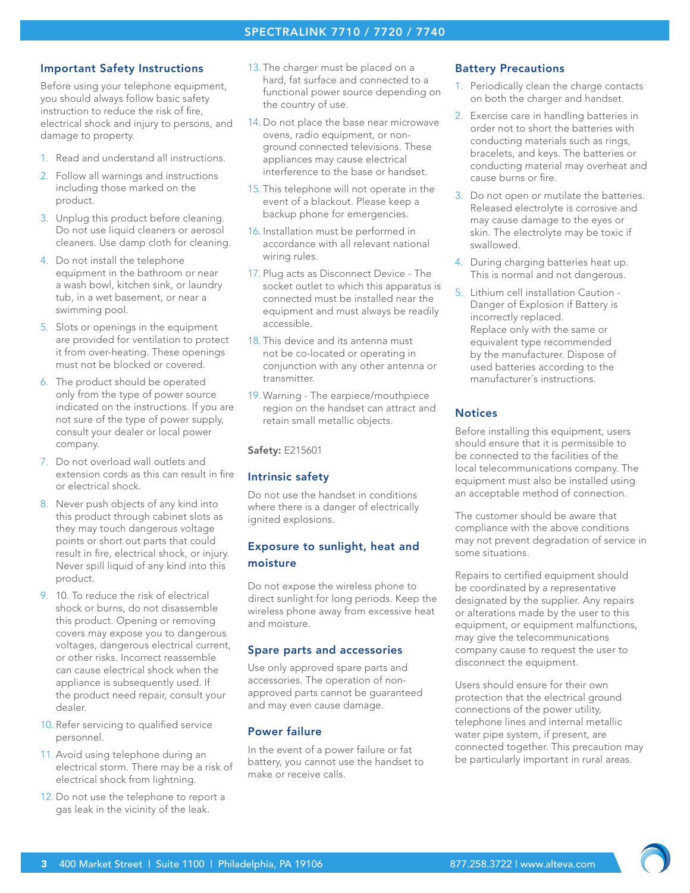## Important Safety Instructions

Before using your telephone equipment, you should always follow basic safety instruction to reduce the risk of fire, electrical shock and injury to persons, and damage to property.

1. Read and understand all instructions.
2. Follow all warnings and instructions including those marked on the product.
3. Unplug this product before cleaning. Do not use liquid cleaners or aerosol cleaners. Use damp cloth for cleaning.
4. Do not install the telephone equipment in the bathroom or near a wash bowl, kitchen sink, or laundry tub, in a wet basement, or near a swimming pool.
5. Slots or openings in the equipment are provided for ventilation to protect it from over-heating. These openings must not be blocked or covered.
6. The product should be operated only from the type of power source indicated on the instructions. If you are not sure of the type of power supply, consult your dealer or local power company.
7. Do not overload wall outlets and extension cords as this can result in fire or electrical shock.
8. Never push objects of any kind into this product through cabinet slots as they may touch dangerous voltage points or short out parts that could result in fire, electrical shock, or injury. Never spill liquid of any kind into this product.
9. 10. To reduce the risk of electrical shock or burns, do not disassemble this product. Opening or removing covers may expose you to dangerous voltages, dangerous electrical current, or other risks. Incorrect reassemble can cause electrical shock when the appliance is subsequently used. If the product need repair, consult your dealer.
10. Refer servicing to qualified service personnel.
11. Avoid using telephone during an electrical storm. There may be a risk of electrical shock from lightning.
12. Do not use the telephone to report a gas leak in the vicinity of the leak.
13. The charger must be placed on a hard, fat surface and connected to a functional power source depending on the country of use.
14. Do not place the base near microwave ovens, radio equipment, or non-ground connected televisions. These appliances may cause electrical interference to the base or handset.
15. This telephone will not operate in the event of a blackout. Please keep a backup phone for emergencies.
16. Installation must be performed in accordance with all relevant national wiring rules.
17. Plug acts as Disconnect Device - The socket outlet to which this apparatus is connected must be installed near the equipment and must always be readily accessible.
18. This device and its antenna must not be co-located or operating in conjunction with any other antenna or transmitter.
19. Warning - The earpiece/mouthpiece region on the handset can attract and retain small metallic objects.

**Safety:** E215601

## Intrinsic safety

Do not use the handset in conditions where there is a danger of electrically ignited explosions.

## Exposure to sunlight, heat and moisture

Do not expose the wireless phone to direct sunlight for long periods. Keep the wireless phone away from excessive heat and moisture.

## Spare parts and accessories

Use only approved spare parts and accessories. The operation of non-approved parts cannot be guaranteed and may even cause damage.

## Power failure

In the event of a power failure or fat battery, you cannot use the handset to make or receive calls.

## Battery Precautions

1. Periodically clean the charge contacts on both the charger and handset.
2. Exercise care in handling batteries in order not to short the batteries with conducting materials such as rings, bracelets, and keys. The batteries or conducting material may overheat and cause burns or fire.
3. Do not open or mutilate the batteries. Released electrolyte is corrosive and may cause damage to the eyes or skin. The electrolyte may be toxic if swallowed.
4. During charging batteries heat up. This is normal and not dangerous.
5. Lithium cell installation Caution - Danger of Explosion if Battery is incorrectly replaced.
   Replace only with the same or equivalent type recommended by the manufacturer. Dispose of used batteries according to the manufacturer´s instructions.

## Notices

Before installing this equipment, users should ensure that it is permissible to be connected to the facilities of the local telecommunications company. The equipment must also be installed using an acceptable method of connection.

The customer should be aware that compliance with the above conditions may not prevent degradation of service in some situations.

Repairs to certified equipment should be coordinated by a representative designated by the supplier. Any repairs or alterations made by the user to this equipment, or equipment malfunctions, may give the telecommunications company cause to request the user to disconnect the equipment.

Users should ensure for their own protection that the electrical ground connections of the power utility, telephone lines and internal metallic water pipe system, if present, are connected together. This precaution may be particularly important in rural areas.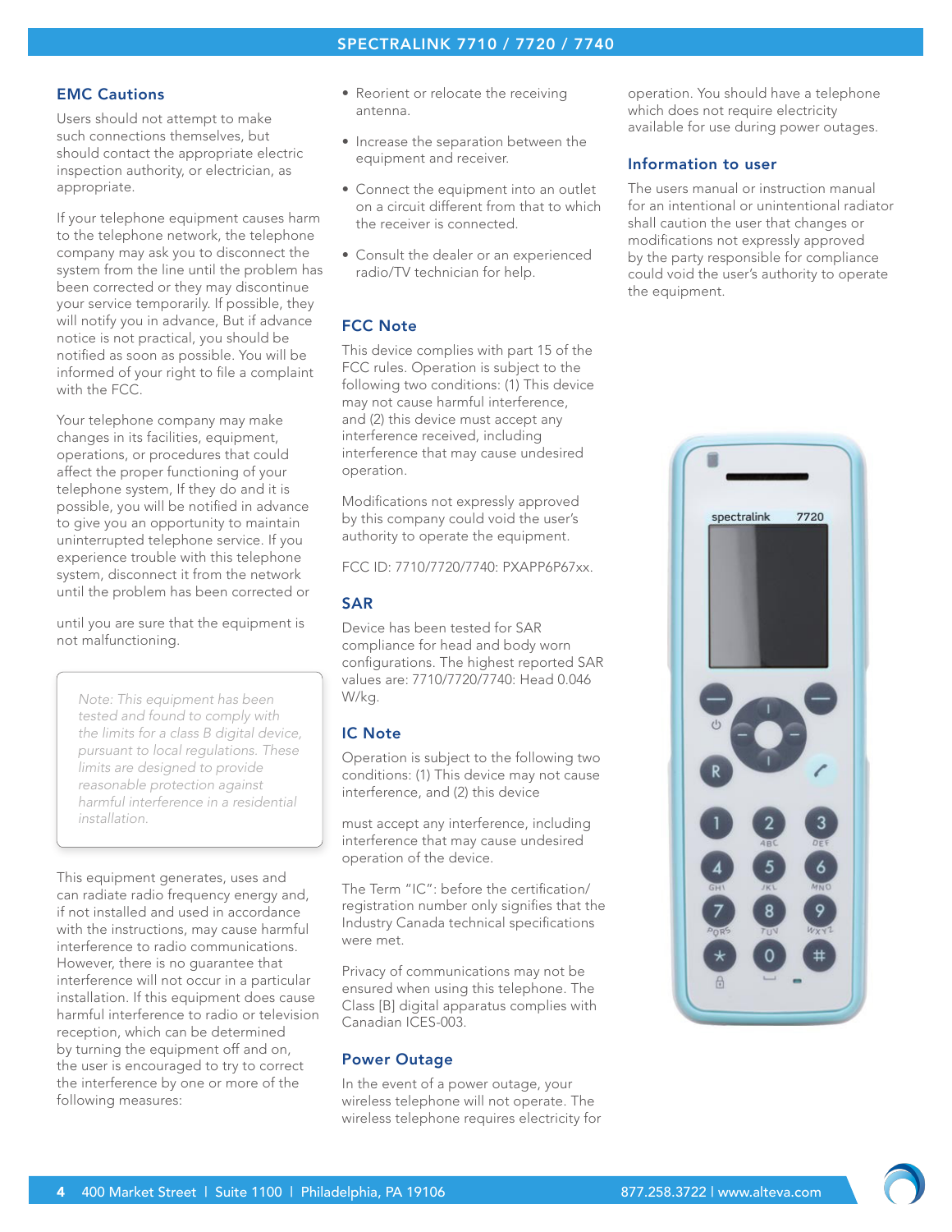## EMC Cautions

Users should not attempt to make such connections themselves, but should contact the appropriate electric inspection authority, or electrician, as appropriate.

If your telephone equipment causes harm to the telephone network, the telephone company may ask you to disconnect the system from the line until the problem has been corrected or they may discontinue your service temporarily. If possible, they will notify you in advance, But if advance notice is not practical, you should be notified as soon as possible. You will be informed of your right to file a complaint with the FCC.

Your telephone company may make changes in its facilities, equipment, operations, or procedures that could affect the proper functioning of your telephone system, If they do and it is possible, you will be notified in advance to give you an opportunity to maintain uninterrupted telephone service. If you experience trouble with this telephone system, disconnect it from the network until the problem has been corrected or

until you are sure that the equipment is not malfunctioning.

> *Note: This equipment has been tested and found to comply with the limits for a class B digital device, pursuant to local regulations. These limits are designed to provide reasonable protection against harmful interference in a residential installation.*

This equipment generates, uses and can radiate radio frequency energy and, if not installed and used in accordance with the instructions, may cause harmful interference to radio communications. However, there is no guarantee that interference will not occur in a particular installation. If this equipment does cause harmful interference to radio or television reception, which can be determined by turning the equipment off and on, the user is encouraged to try to correct the interference by one or more of the following measures:

- Reorient or relocate the receiving antenna.
- Increase the separation between the equipment and receiver.
- Connect the equipment into an outlet on a circuit different from that to which the receiver is connected.
- Consult the dealer or an experienced radio/TV technician for help.

## FCC Note

This device complies with part 15 of the FCC rules. Operation is subject to the following two conditions: (1) This device may not cause harmful interference, and (2) this device must accept any interference received, including interference that may cause undesired operation.

Modifications not expressly approved by this company could void the user's authority to operate the equipment.

FCC ID: 7710/7720/7740: PXAPP6P67xx.

## SAR

Device has been tested for SAR compliance for head and body worn configurations. The highest reported SAR values are: 7710/7720/7740: Head 0.046 W/kg.

## IC Note

Operation is subject to the following two conditions: (1) This device may not cause interference, and (2) this device

must accept any interference, including interference that may cause undesired operation of the device.

The Term "IC": before the certification/ registration number only signifies that the Industry Canada technical specifications were met.

Privacy of communications may not be ensured when using this telephone. The Class [B] digital apparatus complies with Canadian ICES-003.

## Power Outage

In the event of a power outage, your wireless telephone will not operate. The wireless telephone requires electricity for operation. You should have a telephone which does not require electricity available for use during power outages.

## Information to user

The users manual or instruction manual for an intentional or unintentional radiator shall caution the user that changes or modifications not expressly approved by the party responsible for compliance could void the user's authority to operate the equipment.